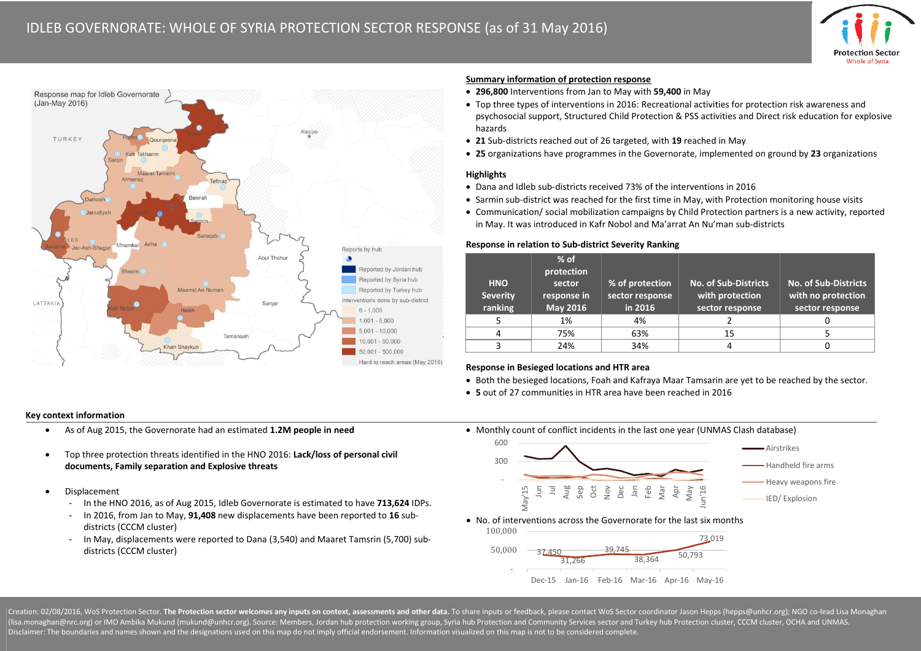# IDLEB GOVERNORATE: WHOLE OF SYRIA PROTECTION SECTOR RESPONSE (as of 31 May 2016)

Protection Sector
Whole of Syria

Response map for Idleb Governorate
(Jan-May 2016)

TURKEY
Harim
Qourqeena
Dana
Aleppo
Kafr Takharim
Salqin
Maaret Tamsrin
Armanaz
Teftnaz
Darkosh
Bennsh
Janudiyeh
Idleb
Sarmin
Saraqab
IDLEB
Badama
Jisr-Ash-Shugur
Mhambal
Ariha
Abul Thohur
Ehsem
Maarrat An Numan
LATTAKIA
Kafr Nobol
Heish
Sanjar
Tamanaah
Khan Shaykun

Reports by hub
Reported by Jordan hub
Reported by Syria hub
Reported by Turkey hub
Interventions done by sub-district
6 - 1,000
1,001 - 5,000
5,001 - 10,000
10,001 - 50,000
50,001 - 500,000
Hard to reach areas (May 2016)

## Summary information of protection response

- **296,800** Interventions from Jan to May with **59,400** in May
- Top three types of interventions in 2016: Recreational activities for protection risk awareness and psychosocial support, Structured Child Protection & PSS activities and Direct risk education for explosive hazards
- **21** Sub-districts reached out of 26 targeted, with **19** reached in May
- **25** organizations have programmes in the Governorate, implemented on ground by **23** organizations

### Highlights

- Dana and Idleb sub-districts received 73% of the interventions in 2016
- Sarmin sub-district was reached for the first time in May, with Protection monitoring house visits
- Communication/ social mobilization campaigns by Child Protection partners is a new activity, reported in May. It was introduced in Kafr Nobol and Ma'arrat An Nu'man sub-districts

### Response in relation to Sub-district Severity Ranking

| HNO Severity ranking | % of protection sector response in May 2016 | % of protection sector response in 2016 | No. of Sub-Districts with protection sector response | No. of Sub-Districts with no protection sector response |
|---|---|---|---|---|
| 5 | 1% | 4% | 2 | 0 |
| 4 | 75% | 63% | 15 | 5 |
| 3 | 24% | 34% | 4 | 0 |

### Response in Besieged locations and HTR area

- Both the besieged locations, Foah and Kafraya Maar Tamsarin are yet to be reached by the sector.
- **5** out of 27 communities in HTR area have been reached in 2016

## Key context information

- As of Aug 2015, the Governorate had an estimated **1.2M people in need**
- Top three protection threats identified in the HNO 2016: **Lack/loss of personal civil documents, Family separation and Explosive threats**
- Displacement
  - In the HNO 2016, as of Aug 2015, Idleb Governorate is estimated to have **713,624** IDPs.
  - In 2016, from Jan to May, **91,408** new displacements have been reported to **16** sub-districts (CCCM cluster)
  - In May, displacements were reported to Dana (3,540) and Maaret Tamsrin (5,700) sub-districts (CCCM cluster)

- Monthly count of conflict incidents in the last one year (UNMAS Clash database)

600
300
-
May'15 Jun Jul Aug Sep Oct Nov Dec Jan Feb Mar Apr May Jun'16
Airstrikes
Handheld fire arms
Heavy weapons fire
IED/ Explosion

- No. of interventions across the Governorate for the last six months

100,000
50,000
-
37,450
31,266
39,745
38,364
50,793
73,019
Dec-15 Jan-16 Feb-16 Mar-16 Apr-16 May-16

Creation: 02/08/2016, WoS Protection Sector. **The Protection sector welcomes any inputs on context, assessments and other data.** To share inputs or feedback, please contact WoS Sector coordinator Jason Hepps (hepps@unhcr.org); NGO co-lead Lisa Monaghan (lisa.monaghan@nrc.org) or IMO Ambika Mukund (mukund@unhcr.org). Source: Members, Jordan hub protection working group, Syria hub Protection and Community Services sector and Turkey hub Protection cluster, CCCM cluster, OCHA and UNMAS. Disclaimer: The boundaries and names shown and the designations used on this map do not imply official endorsement. Information visualized on this map is not to be considered complete.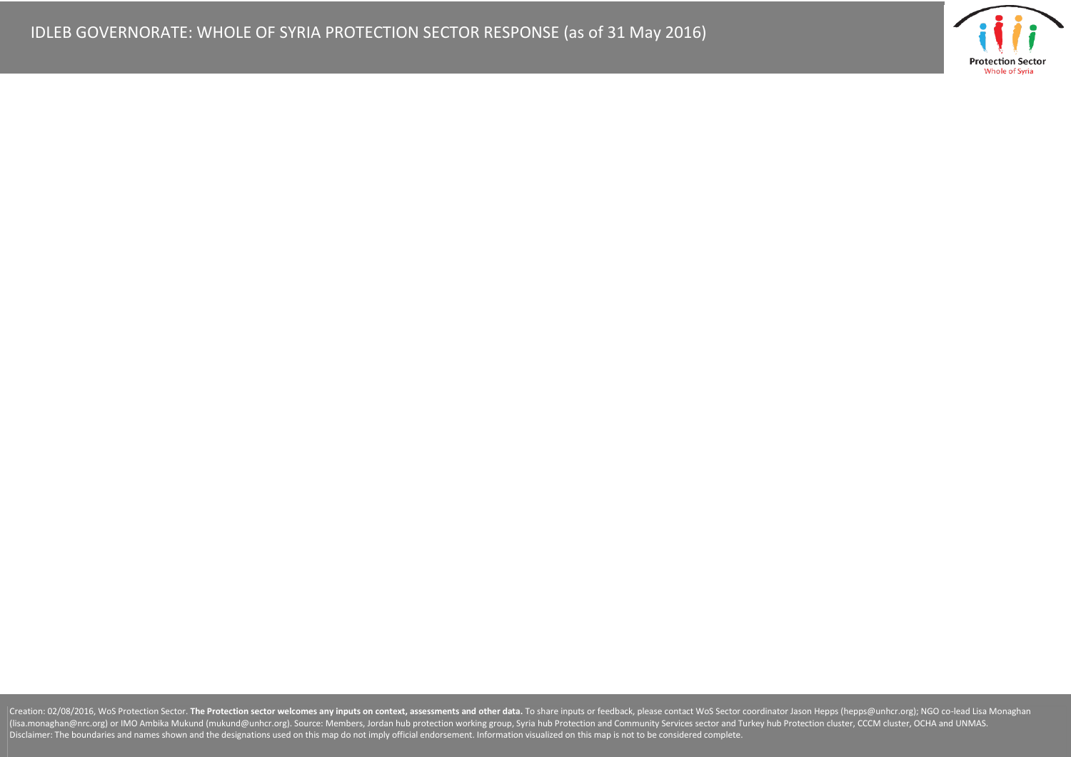# IDLEB GOVERNORATE: WHOLE OF SYRIA PROTECTION SECTOR RESPONSE (as of 31 May 2016)

Protection Sector
Whole of Syria

Creation: 02/08/2016, WoS Protection Sector. **The Protection sector welcomes any inputs on context, assessments and other data.** To share inputs or feedback, please contact WoS Sector coordinator Jason Hepps (hepps@unhcr.org); NGO co-lead Lisa Monaghan (lisa.monaghan@nrc.org) or IMO Ambika Mukund (mukund@unhcr.org). Source: Members, Jordan hub protection working group, Syria hub Protection and Community Services sector and Turkey hub Protection cluster, CCCM cluster, OCHA and UNMAS.
Disclaimer: The boundaries and names shown and the designations used on this map do not imply official endorsement. Information visualized on this map is not to be considered complete.